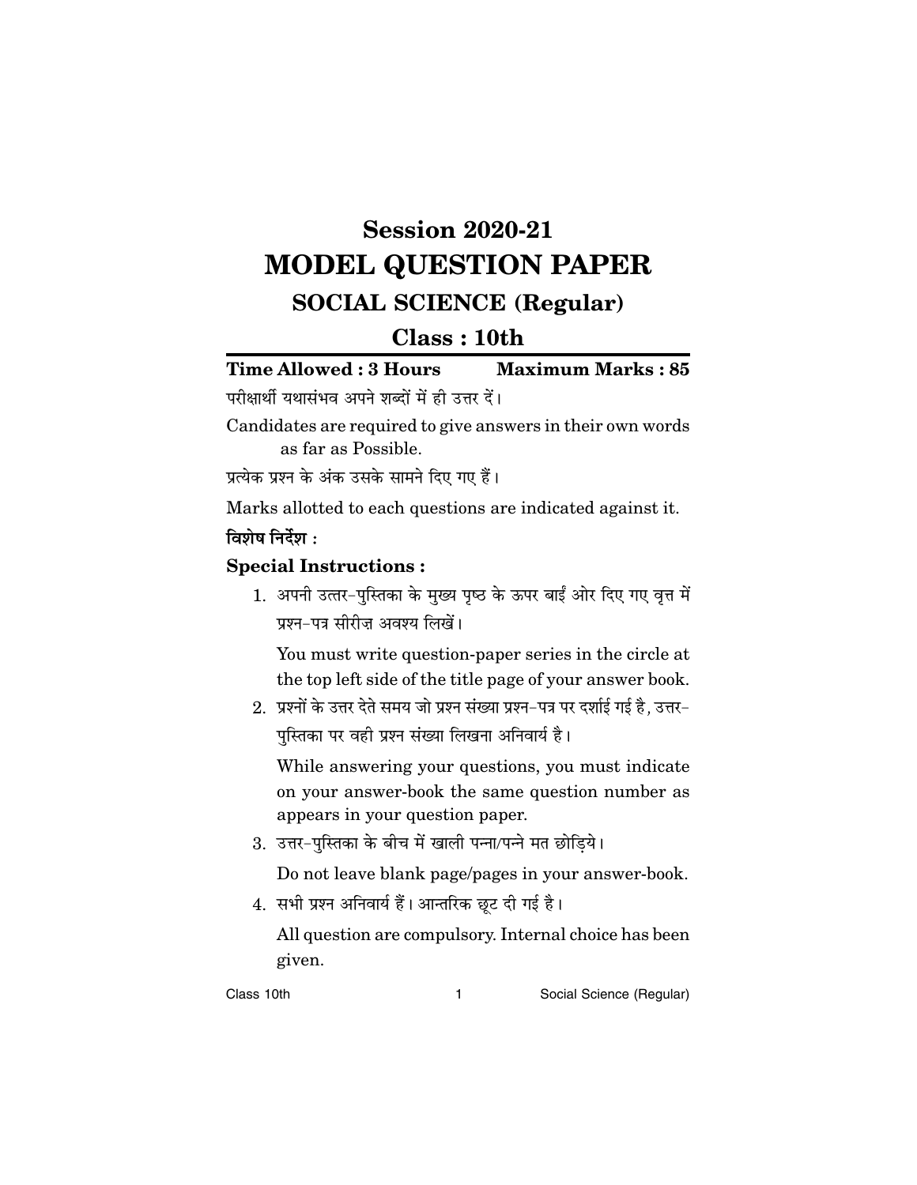# Session 2020-21

# MODEL QUESTION PAPER

## SOCIAL SCIENCE (Regular)

## Class : 10th

**Time Allowed : 3 Hours** **Maximum Marks : 85**

परीक्षार्थी यथासंभव अपने शब्दों में ही उत्तर दें।

Candidates are required to give answers in their own words as far as Possible.

प्रत्येक प्रश्न के अंक उसके सामने दिए गए हैं।

Marks allotted to each questions are indicated against it.

**विशेष निर्देश :**

**Special Instructions :**

1. अपनी उत्तर-पुस्तिका के मुख्य पृष्ठ के ऊपर बाईं ओर दिए गए वृत्त में प्रश्न-पत्र सीरीज़ अवश्य लिखें।

   You must write question-paper series in the circle at the top left side of the title page of your answer book.

2. प्रश्नों के उत्तर देते समय जो प्रश्न संख्या प्रश्न-पत्र पर दर्शाई गई है, उत्तर-पुस्तिका पर वही प्रश्न संख्या लिखना अनिवार्य है।

   While answering your questions, you must indicate on your answer-book the same question number as appears in your question paper.

3. उत्तर-पुस्तिका के बीच में खाली पन्ना/पन्ने मत छोड़िये।

   Do not leave blank page/pages in your answer-book.

4. सभी प्रश्न अनिवार्य हैं। आन्तरिक छूट दी गई है।

   All question are compulsory. Internal choice has been given.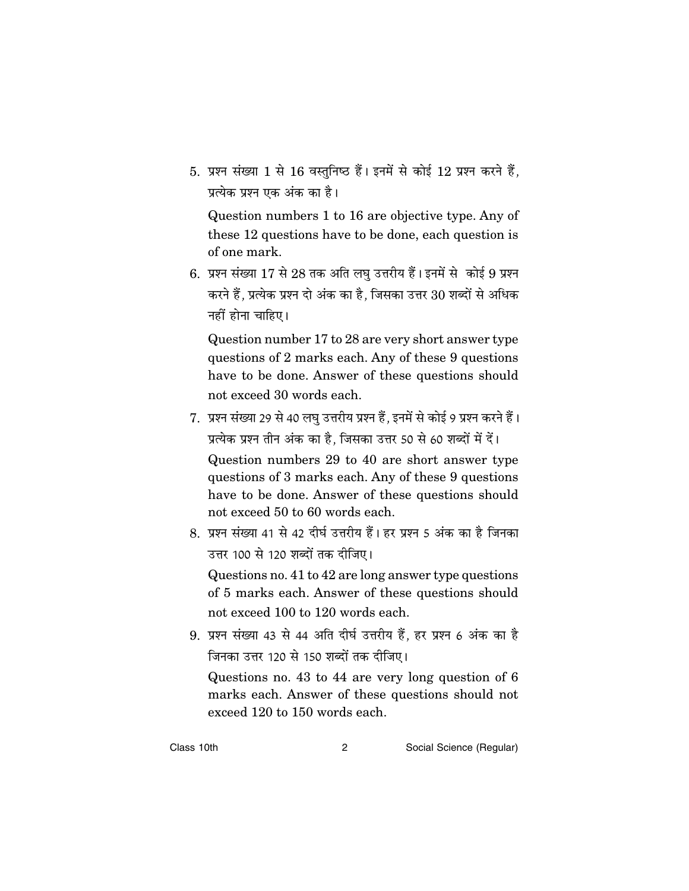5. प्रश्न संख्या 1 से 16 वस्तुनिष्ठ हैं। इनमें से कोई 12 प्रश्न करने हैं, प्रत्येक प्रश्न एक अंक का है।

   Question numbers 1 to 16 are objective type. Any of these 12 questions have to be done, each question is of one mark.

6. प्रश्न संख्या 17 से 28 तक अति लघु उत्तरीय हैं। इनमें से कोई 9 प्रश्न करने हैं, प्रत्येक प्रश्न दो अंक का है, जिसका उत्तर 30 शब्दों से अधिक नहीं होना चाहिए।

   Question number 17 to 28 are very short answer type questions of 2 marks each. Any of these 9 questions have to be done. Answer of these questions should not exceed 30 words each.

7. प्रश्न संख्या 29 से 40 लघु उत्तरीय प्रश्न हैं, इनमें से कोई 9 प्रश्न करने हैं। प्रत्येक प्रश्न तीन अंक का है, जिसका उत्तर 50 से 60 शब्दों में दें।

   Question numbers 29 to 40 are short answer type questions of 3 marks each. Any of these 9 questions have to be done. Answer of these questions should not exceed 50 to 60 words each.

8. प्रश्न संख्या 41 से 42 दीर्घ उत्तरीय हैं। हर प्रश्न 5 अंक का है जिनका उत्तर 100 से 120 शब्दों तक दीजिए।

   Questions no. 41 to 42 are long answer type questions of 5 marks each. Answer of these questions should not exceed 100 to 120 words each.

9. प्रश्न संख्या 43 से 44 अति दीर्घ उत्तरीय हैं, हर प्रश्न 6 अंक का है जिनका उत्तर 120 से 150 शब्दों तक दीजिए।

   Questions no. 43 to 44 are very long question of 6 marks each. Answer of these questions should not exceed 120 to 150 words each.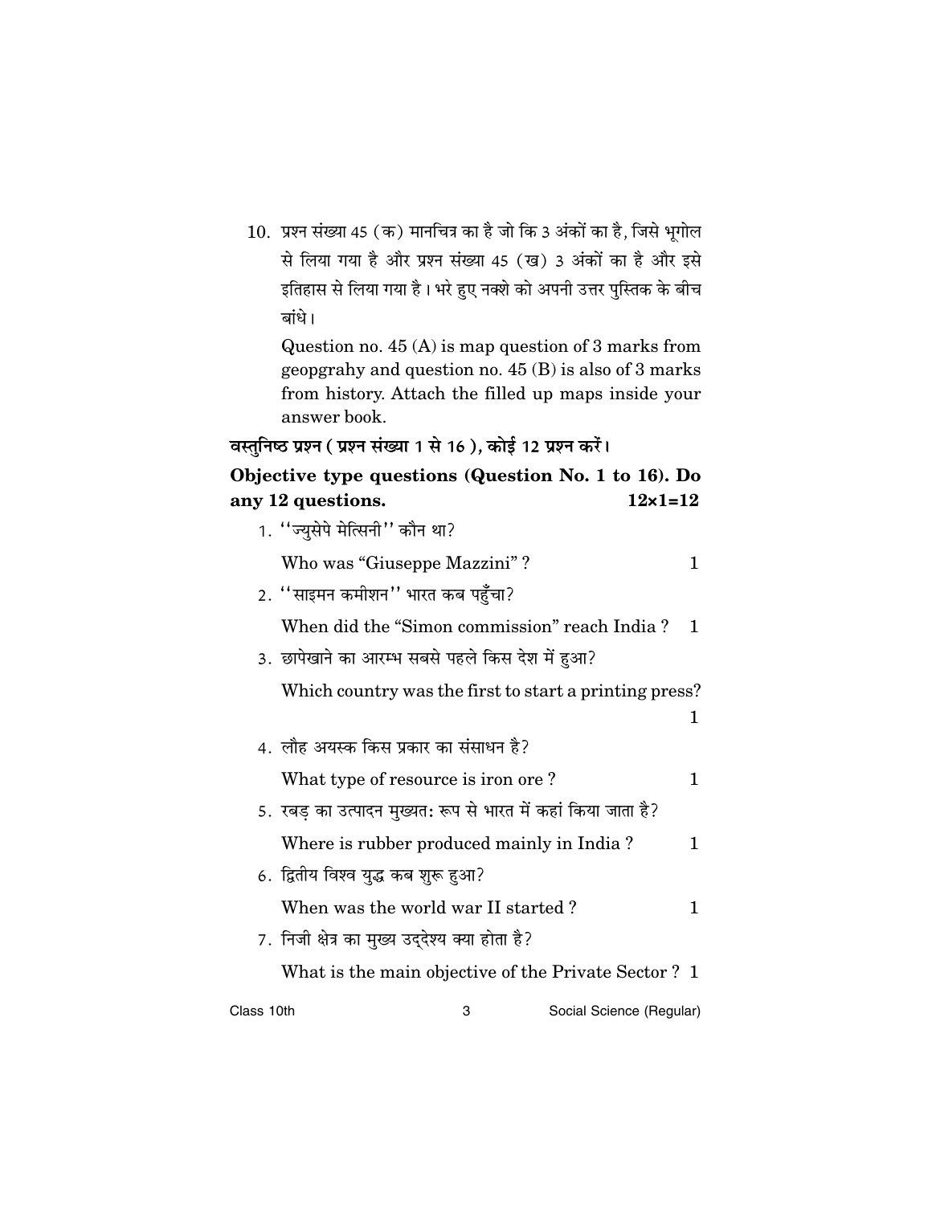10. प्रश्न संख्या 45 (क) मानचित्र का है जो कि 3 अंकों का है, जिसे भूगोल से लिया गया है और प्रश्न संख्या 45 (ख) 3 अंकों का है और इसे इतिहास से लिया गया है। भरे हुए नक्शे को अपनी उत्तर पुस्तिक के बीच बांधे।

    Question no. 45 (A) is map question of 3 marks from geopgrahy and question no. 45 (B) is also of 3 marks from history. Attach the filled up maps inside your answer book.

**वस्तुनिष्ठ प्रश्न ( प्रश्न संख्या 1 से 16 ), कोई 12 प्रश्न करें।**

**Objective type questions (Question No. 1 to 16). Do any 12 questions.** **12×1=12**

1. ''ज्युसेपे मेत्सिनी'' कौन था?

   Who was "Giuseppe Mazzini" ? 1

2. ''साइमन कमीशन'' भारत कब पहुँचा?

   When did the "Simon commission" reach India ? 1

3. छापेखाने का आरम्भ सबसे पहले किस देश में हुआ?

   Which country was the first to start a printing press? 1

4. लौह अयस्क किस प्रकार का संसाधन है?

   What type of resource is iron ore ? 1

5. रबड़ का उत्पादन मुख्यत: रूप से भारत में कहां किया जाता है?

   Where is rubber produced mainly in India ? 1

6. द्वितीय विश्व युद्ध कब शुरू हुआ?

   When was the world war II started ? 1

7. निजी क्षेत्र का मुख्य उद्देश्य क्या होता है?

   What is the main objective of the Private Sector ? 1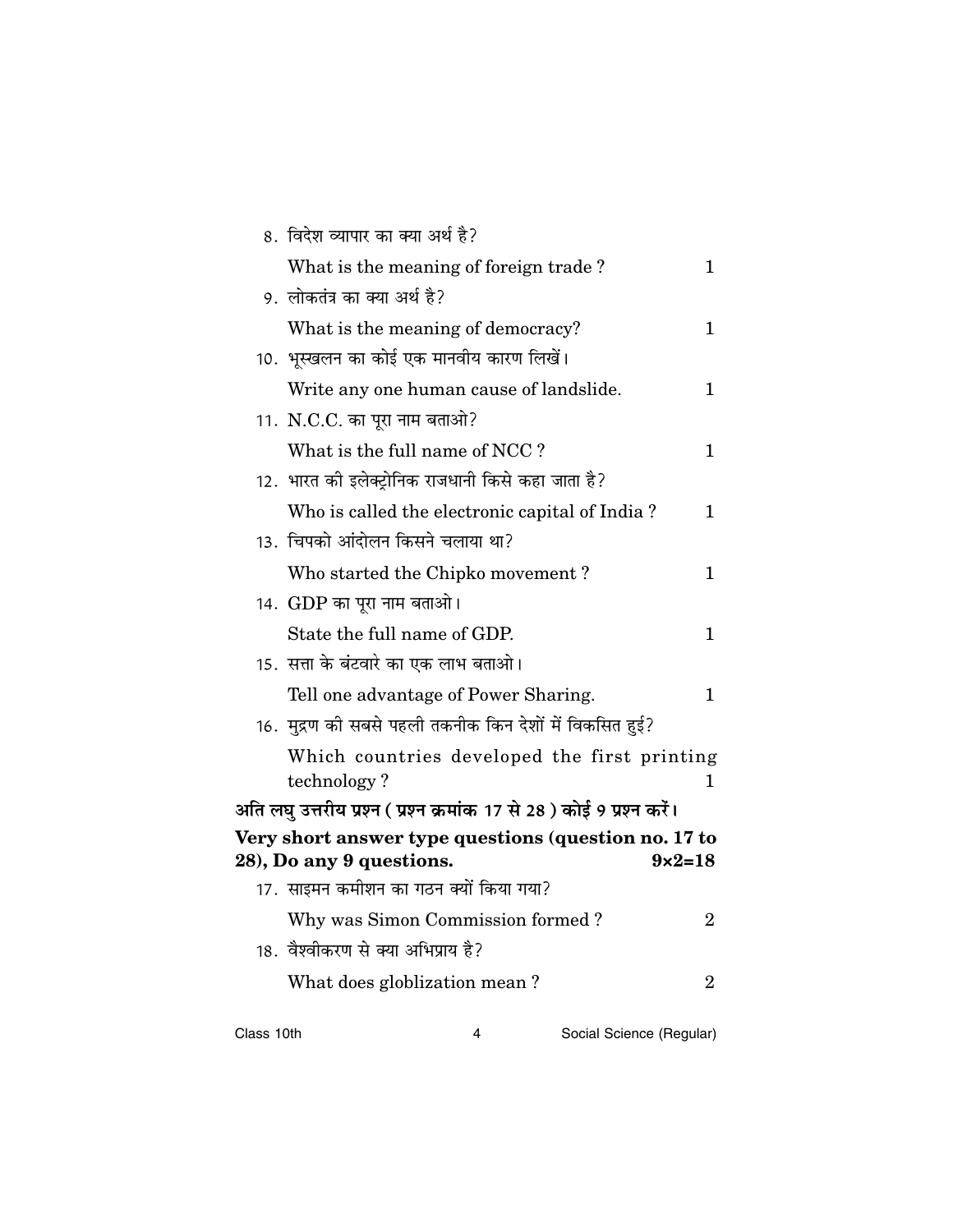8. विदेश व्यापार का क्या अर्थ है?

   What is the meaning of foreign trade ? 1

9. लोकतंत्र का क्या अर्थ है?

   What is the meaning of democracy? 1

10. भूस्खलन का कोई एक मानवीय कारण लिखें।

    Write any one human cause of landslide. 1

11. N.C.C. का पूरा नाम बताओ?

    What is the full name of NCC ? 1

12. भारत की इलेक्ट्रोनिक राजधानी किसे कहा जाता है?

    Who is called the electronic capital of India ? 1

13. चिपको आंदोलन किसने चलाया था?

    Who started the Chipko movement ? 1

14. GDP का पूरा नाम बताओ।

    State the full name of GDP. 1

15. सत्ता के बंटवारे का एक लाभ बताओ।

    Tell one advantage of Power Sharing. 1

16. मुद्रण की सबसे पहली तकनीक किन देशों में विकसित हुई?

    Which countries developed the first printing technology ? 1

**अति लघु उत्तरीय प्रश्न ( प्रश्न क्रमांक 17 से 28 ) कोई 9 प्रश्न करें।**

**Very short answer type questions (question no. 17 to 28), Do any 9 questions. 9×2=18**

17. साइमन कमीशन का गठन क्यों किया गया?

    Why was Simon Commission formed ? 2

18. वैश्वीकरण से क्या अभिप्राय है?

    What does globlization mean ? 2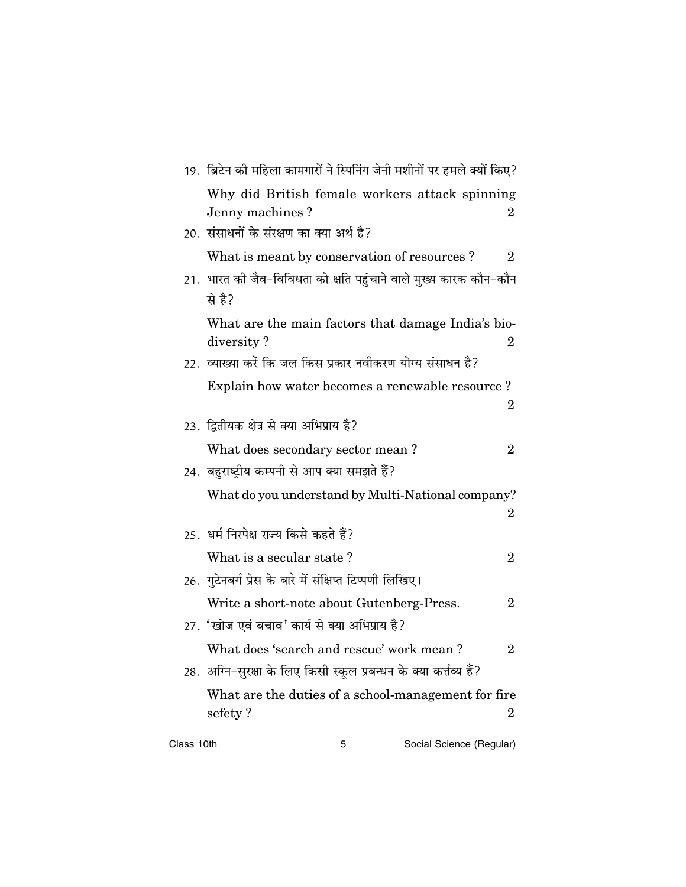19. ब्रिटेन की महिला कामगारों ने स्पिनिंग जेनी मशीनों पर हमले क्यों किए?

    Why did British female workers attack spinning Jenny machines ? 2

20. संसाधनों के संरक्षण का क्या अर्थ है?

    What is meant by conservation of resources ? 2

21. भारत की जैव-विविधता को क्षति पहुंचाने वाले मुख्य कारक कौन-कौन से है?

    What are the main factors that damage India's bio-diversity ? 2

22. व्याख्या करें कि जल किस प्रकार नवीकरण योग्य संसाधन है?

    Explain how water becomes a renewable resource ? 2

23. द्वितीयक क्षेत्र से क्या अभिप्राय है?

    What does secondary sector mean ? 2

24. बहुराष्ट्रीय कम्पनी से आप क्या समझते हैं?

    What do you understand by Multi-National company? 2

25. धर्म निरपेक्ष राज्य किसे कहते हैं?

    What is a secular state ? 2

26. गुटेनबर्ग प्रेस के बारे में संक्षिप्त टिप्पणी लिखिए।

    Write a short-note about Gutenberg-Press. 2

27. 'खोज एवं बचाव' कार्य से क्या अभिप्राय है?

    What does 'search and rescue' work mean ? 2

28. अग्नि-सुरक्षा के लिए किसी स्कूल प्रबन्धन के क्या कर्त्तव्य हैं?

    What are the duties of a school-management for fire sefety ? 2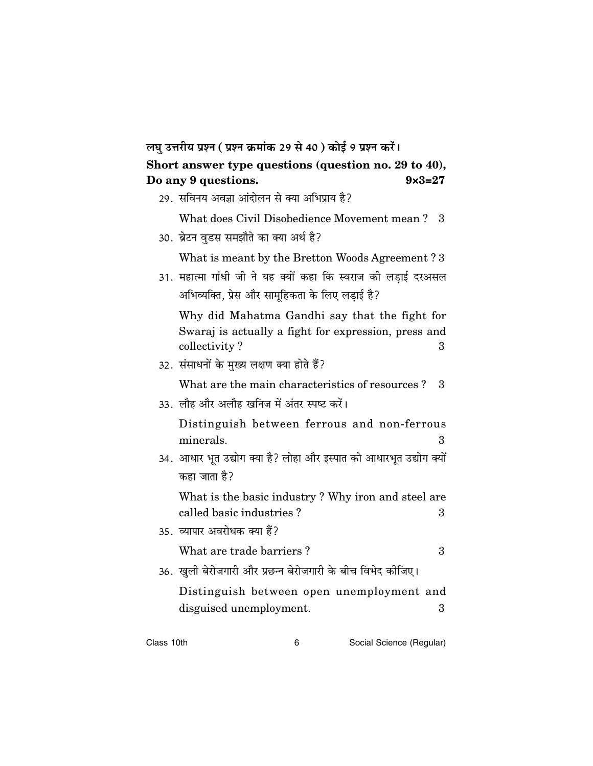**लघु उत्तरीय प्रश्न ( प्रश्न क्रमांक 29 से 40 ) कोई 9 प्रश्न करें।**

**Short answer type questions (question no. 29 to 40), Do any 9 questions.** **9×3=27**

29. सविनय अवज्ञा आंदोलन से क्या अभिप्राय है?

    What does Civil Disobedience Movement mean ? 3

30. ब्रेटन वुडस समझौते का क्या अर्थ है?

    What is meant by the Bretton Woods Agreement ? 3

31. महात्मा गांधी जी ने यह क्यों कहा कि स्वराज की लड़ाई दरअसल अभिव्यक्ति, प्रेस और सामूहिकता के लिए लड़ाई है?

    Why did Mahatma Gandhi say that the fight for Swaraj is actually a fight for expression, press and collectivity ? 3

32. संसाधनों के मुख्य लक्षण क्या होते हैं?

    What are the main characteristics of resources ? 3

33. लौह और अलौह खनिज में अंतर स्पष्ट करें।

    Distinguish between ferrous and non-ferrous minerals. 3

34. आधार भूत उद्योग क्या है? लोहा और इस्पात को आधारभूत उद्योग क्यों कहा जाता है?

    What is the basic industry ? Why iron and steel are called basic industries ? 3

35. व्यापार अवरोधक क्या हैं?

    What are trade barriers ? 3

36. खुली बेरोजगारी और प्रछन्न बेरोजगारी के बीच विभेद कीजिए।

    Distinguish between open unemployment and disguised unemployment. 3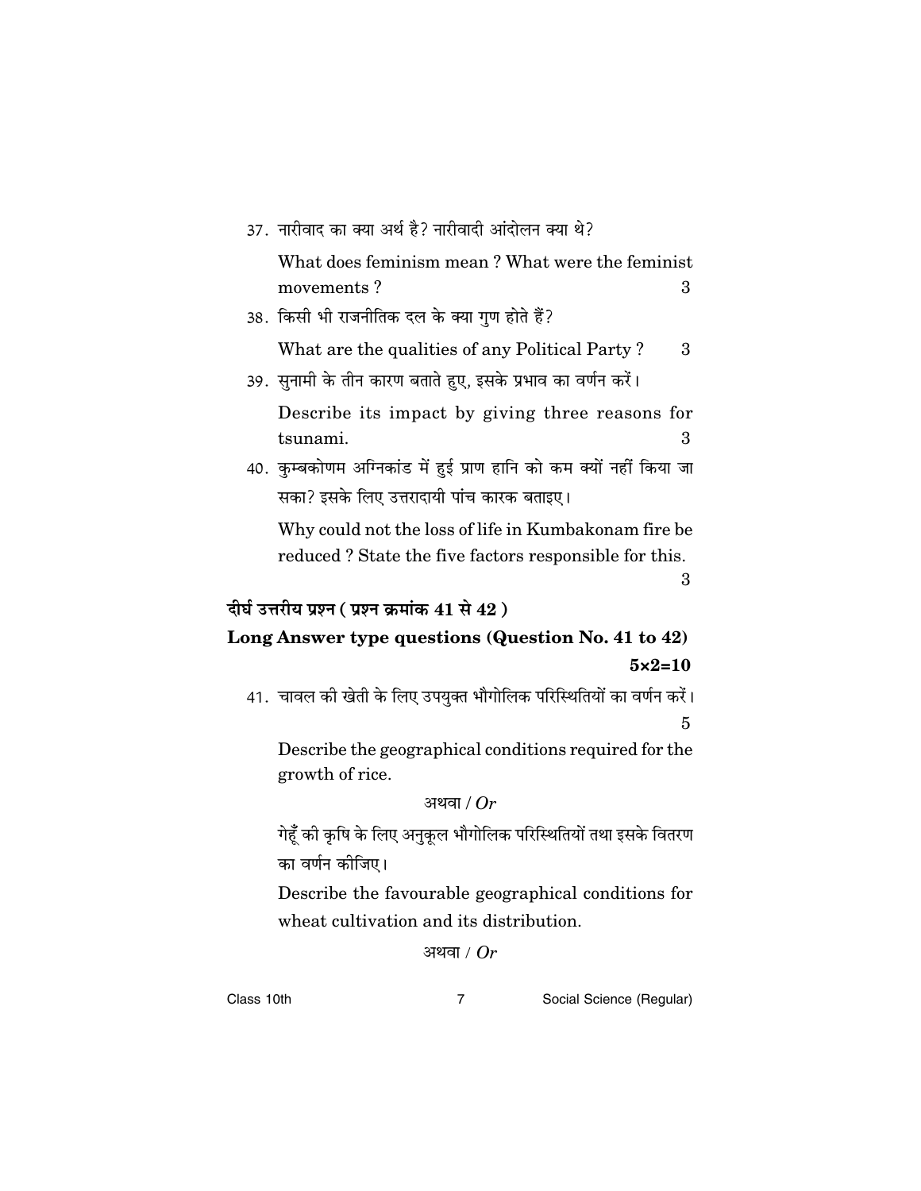37. नारीवाद का क्या अर्थ है? नारीवादी आंदोलन क्या थे?

    What does feminism mean ? What were the feminist movements ? 3

38. किसी भी राजनीतिक दल के क्या गुण होते हैं?

    What are the qualities of any Political Party ? 3

39. सुनामी के तीन कारण बताते हुए, इसके प्रभाव का वर्णन करें।

    Describe its impact by giving three reasons for tsunami. 3

40. कुम्बकोणम अग्निकांड में हुई प्राण हानि को कम क्यों नहीं किया जा सका? इसके लिए उत्तरादायी पांच कारक बताइए।

    Why could not the loss of life in Kumbakonam fire be reduced ? State the five factors responsible for this. 3

**दीर्घ उत्तरीय प्रश्न ( प्रश्न क्रमांक 41 से 42 )**

**Long Answer type questions (Question No. 41 to 42)**

**5×2=10**

41. चावल की खेती के लिए उपयुक्त भौगोलिक परिस्थितियों का वर्णन करें। 5

    Describe the geographical conditions required for the growth of rice.

    अथवा / *Or*

    गेहूँ की कृषि के लिए अनुकूल भौगोलिक परिस्थितियों तथा इसके वितरण का वर्णन कीजिए।

    Describe the favourable geographical conditions for wheat cultivation and its distribution.

    अथवा / *Or*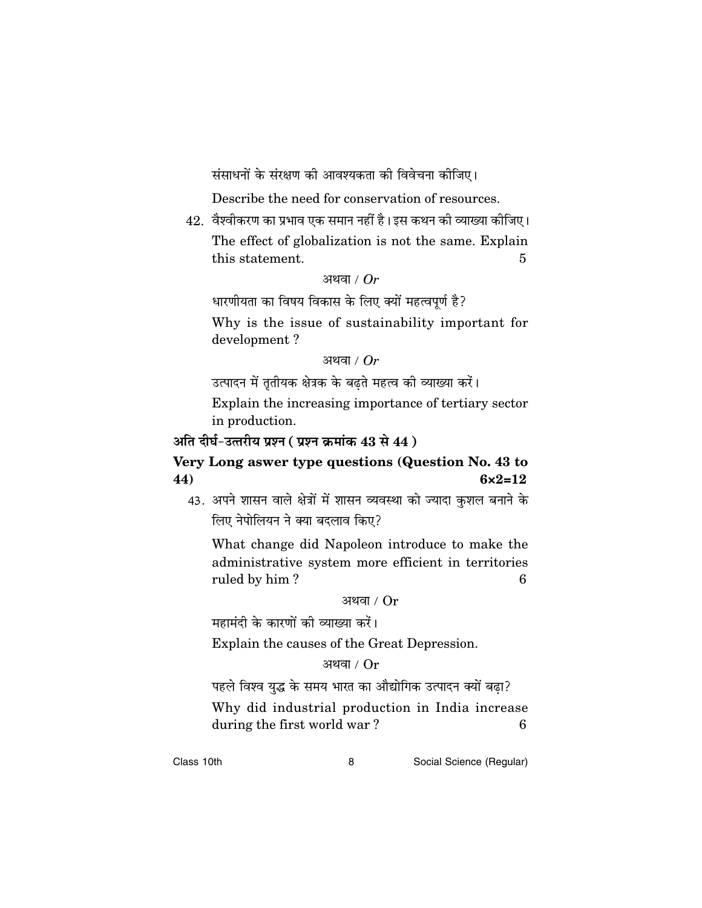संसाधनों के संरक्षण की आवश्यकता की विवेचना कीजिए।

Describe the need for conservation of resources.

42. वैश्वीकरण का प्रभाव एक समान नहीं है। इस कथन की व्याख्या कीजिए।

The effect of globalization is not the same. Explain this statement. 5

अथवा / *Or*

धारणीयता का विषय विकास के लिए क्यों महत्वपूर्ण है?

Why is the issue of sustainability important for development ?

अथवा / *Or*

उत्पादन में तृतीयक क्षेत्रक के बढ़ते महत्व की व्याख्या करें।

Explain the increasing importance of tertiary sector in production.

**अति दीर्घ-उत्तरीय प्रश्न ( प्रश्न क्रमांक 43 से 44 )**

**Very Long aswer type questions (Question No. 43 to 44)** **6×2=12**

43. अपने शासन वाले क्षेत्रों में शासन व्यवस्था को ज्यादा कुशल बनाने के लिए नेपोलियन ने क्या बदलाव किए?

What change did Napoleon introduce to make the administrative system more efficient in territories ruled by him ? 6

अथवा / Or

महामंदी के कारणों की व्याख्या करें।

Explain the causes of the Great Depression.

अथवा / Or

पहले विश्व युद्ध के समय भारत का औद्योगिक उत्पादन क्यों बढ़ा?

Why did industrial production in India increase during the first world war ? 6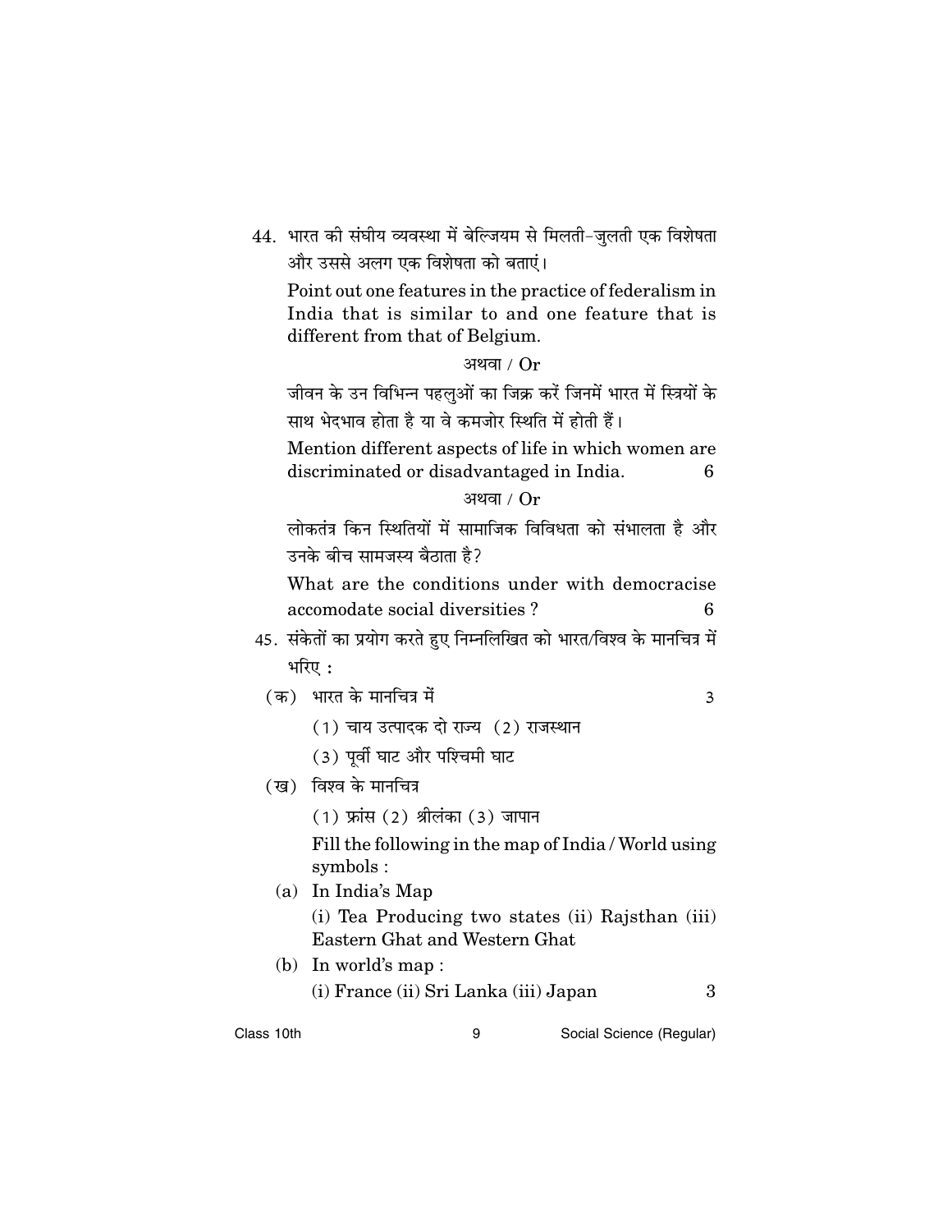44. भारत की संघीय व्यवस्था में बेल्जियम से मिलती-जुलती एक विशेषता और उससे अलग एक विशेषता को बताएं।

Point out one features in the practice of federalism in India that is similar to and one feature that is different from that of Belgium.

अथवा / Or

जीवन के उन विभिन्न पहलुओं का जिक्र करें जिनमें भारत में स्त्रियों के साथ भेदभाव होता है या वे कमजोर स्थिति में होती हैं।

Mention different aspects of life in which women are discriminated or disadvantaged in India. 6

अथवा / Or

लोकतंत्र किन स्थितियों में सामाजिक विविधता को संभालता है और उनके बीच सामजस्य बैठाता है?

What are the conditions under with democracise accomodate social diversities ? 6

45. संकेतों का प्रयोग करते हुए निम्नलिखित को भारत/विश्व के मानचित्र में भरिए :

(क) भारत के मानचित्र में 3

(1) चाय उत्पादक दो राज्य (2) राजस्थान

(3) पूर्वी घाट और पश्चिमी घाट

(ख) विश्व के मानचित्र

(1) फ्रांस (2) श्रीलंका (3) जापान

Fill the following in the map of India / World using symbols :

(a) In India's Map

(i) Tea Producing two states (ii) Rajsthan (iii) Eastern Ghat and Western Ghat

(b) In world's map :

(i) France (ii) Sri Lanka (iii) Japan 3